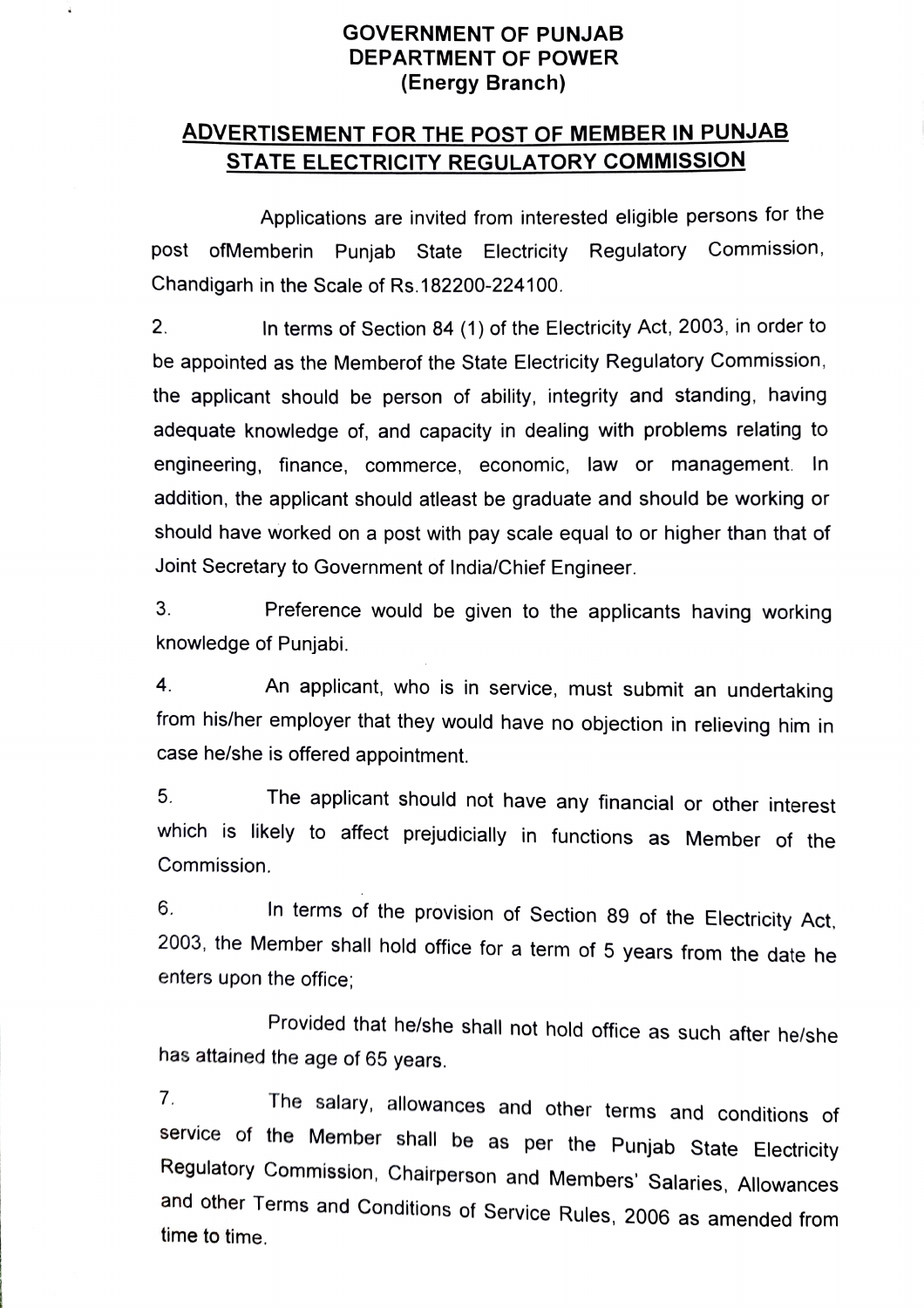**GOVERNMENT OF PUNJAB**
**DEPARTMENT OF POWER**
**(Energy Branch)**

## ADVERTISEMENT FOR THE POST OF MEMBER IN PUNJAB STATE ELECTRICITY REGULATORY COMMISSION

Applications are invited from interested eligible persons for the post ofMemberin Punjab State Electricity Regulatory Commission, Chandigarh in the Scale of Rs.182200-224100.

2. In terms of Section 84 (1) of the Electricity Act, 2003, in order to be appointed as the Memberof the State Electricity Regulatory Commission, the applicant should be person of ability, integrity and standing, having adequate knowledge of, and capacity in dealing with problems relating to engineering, finance, commerce, economic, law or management. In addition, the applicant should atleast be graduate and should be working or should have worked on a post with pay scale equal to or higher than that of Joint Secretary to Government of India/Chief Engineer.

3. Preference would be given to the applicants having working knowledge of Punjabi.

4. An applicant, who is in service, must submit an undertaking from his/her employer that they would have no objection in relieving him in case he/she is offered appointment.

5. The applicant should not have any financial or other interest which is likely to affect prejudicially in functions as Member of the Commission.

6. In terms of the provision of Section 89 of the Electricity Act, 2003, the Member shall hold office for a term of 5 years from the date he enters upon the office;

Provided that he/she shall not hold office as such after he/she has attained the age of 65 years.

7. The salary, allowances and other terms and conditions of service of the Member shall be as per the Punjab State Electricity Regulatory Commission, Chairperson and Members' Salaries, Allowances and other Terms and Conditions of Service Rules, 2006 as amended from time to time.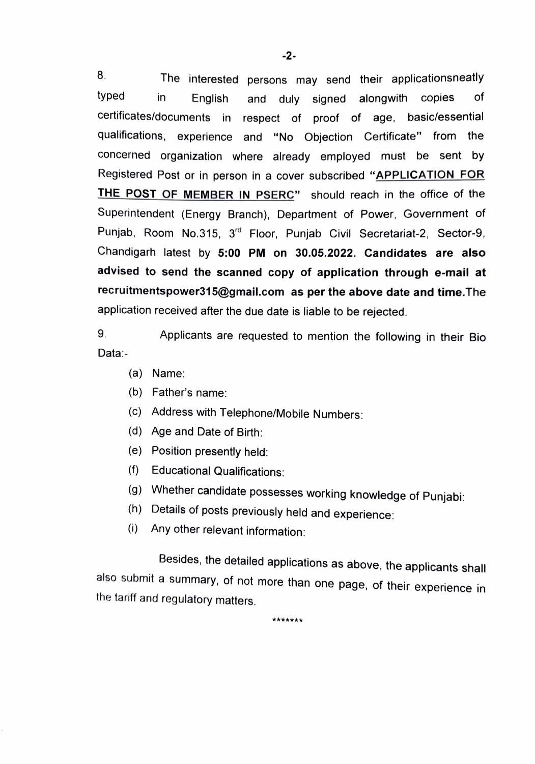8. The interested persons may send their applicationsneatly typed in English and duly signed alongwith copies of certificates/documents in respect of proof of age, basic/essential qualifications, experience and "No Objection Certificate" from the concerned organization where already employed must be sent by Registered Post or in person in a cover subscribed **"APPLICATION FOR THE POST OF MEMBER IN PSERC"** should reach in the office of the Superintendent (Energy Branch), Department of Power, Government of Punjab, Room No.315, 3rd Floor, Punjab Civil Secretariat-2, Sector-9, Chandigarh latest by **5:00 PM on 30.05.2022. Candidates are also advised to send the scanned copy of application through e-mail at recruitmentspower315@gmail.com as per the above date and time.** The application received after the due date is liable to be rejected.

9. Applicants are requested to mention the following in their Bio Data:-

(a) Name:
(b) Father's name:
(c) Address with Telephone/Mobile Numbers:
(d) Age and Date of Birth:
(e) Position presently held:
(f) Educational Qualifications:
(g) Whether candidate possesses working knowledge of Punjabi:
(h) Details of posts previously held and experience:
(i) Any other relevant information:

Besides, the detailed applications as above, the applicants shall also submit a summary, of not more than one page, of their experience in the tariff and regulatory matters.

*******